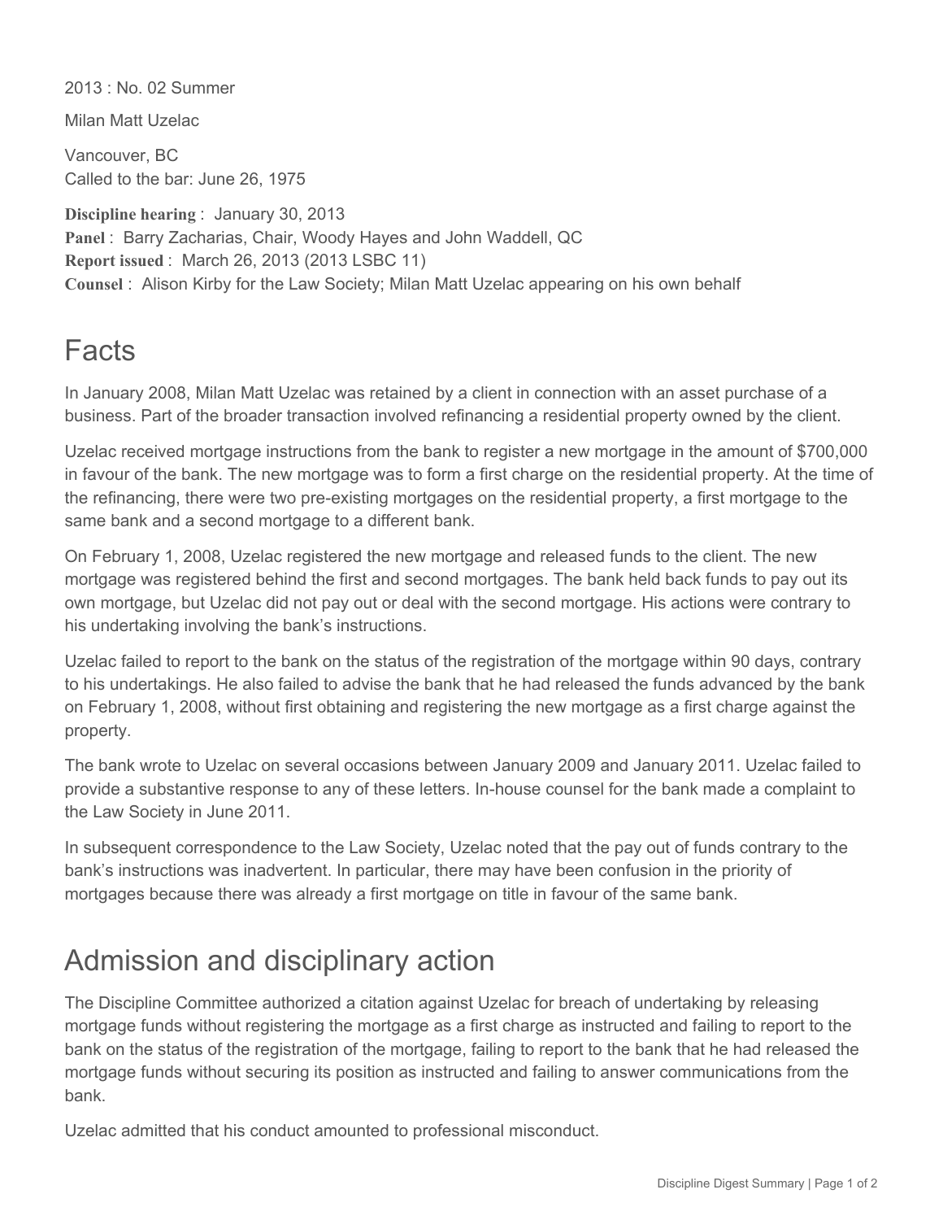2013 : No. 02 Summer

Milan Matt Uzelac

Vancouver, BC
Called to the bar: June 26, 1975

**Discipline hearing** : January 30, 2013
**Panel** : Barry Zacharias, Chair, Woody Hayes and John Waddell, QC
**Report issued** : March 26, 2013 (2013 LSBC 11)
**Counsel** : Alison Kirby for the Law Society; Milan Matt Uzelac appearing on his own behalf

## Facts

In January 2008, Milan Matt Uzelac was retained by a client in connection with an asset purchase of a business. Part of the broader transaction involved refinancing a residential property owned by the client.

Uzelac received mortgage instructions from the bank to register a new mortgage in the amount of $700,000 in favour of the bank. The new mortgage was to form a first charge on the residential property. At the time of the refinancing, there were two pre-existing mortgages on the residential property, a first mortgage to the same bank and a second mortgage to a different bank.

On February 1, 2008, Uzelac registered the new mortgage and released funds to the client. The new mortgage was registered behind the first and second mortgages. The bank held back funds to pay out its own mortgage, but Uzelac did not pay out or deal with the second mortgage. His actions were contrary to his undertaking involving the bank's instructions.

Uzelac failed to report to the bank on the status of the registration of the mortgage within 90 days, contrary to his undertakings. He also failed to advise the bank that he had released the funds advanced by the bank on February 1, 2008, without first obtaining and registering the new mortgage as a first charge against the property.

The bank wrote to Uzelac on several occasions between January 2009 and January 2011. Uzelac failed to provide a substantive response to any of these letters. In-house counsel for the bank made a complaint to the Law Society in June 2011.

In subsequent correspondence to the Law Society, Uzelac noted that the pay out of funds contrary to the bank's instructions was inadvertent. In particular, there may have been confusion in the priority of mortgages because there was already a first mortgage on title in favour of the same bank.

## Admission and disciplinary action

The Discipline Committee authorized a citation against Uzelac for breach of undertaking by releasing mortgage funds without registering the mortgage as a first charge as instructed and failing to report to the bank on the status of the registration of the mortgage, failing to report to the bank that he had released the mortgage funds without securing its position as instructed and failing to answer communications from the bank.

Uzelac admitted that his conduct amounted to professional misconduct.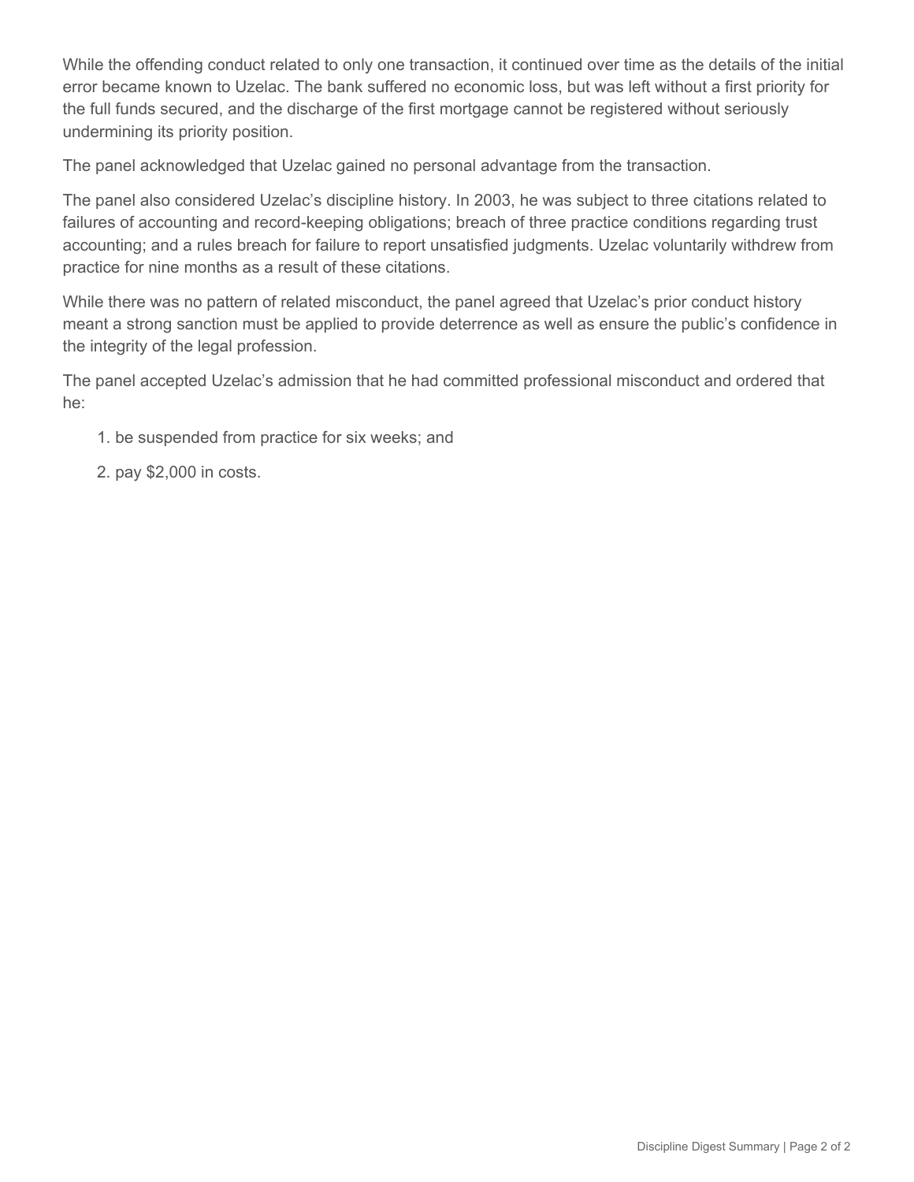While the offending conduct related to only one transaction, it continued over time as the details of the initial error became known to Uzelac. The bank suffered no economic loss, but was left without a first priority for the full funds secured, and the discharge of the first mortgage cannot be registered without seriously undermining its priority position.

The panel acknowledged that Uzelac gained no personal advantage from the transaction.

The panel also considered Uzelac's discipline history. In 2003, he was subject to three citations related to failures of accounting and record-keeping obligations; breach of three practice conditions regarding trust accounting; and a rules breach for failure to report unsatisfied judgments. Uzelac voluntarily withdrew from practice for nine months as a result of these citations.

While there was no pattern of related misconduct, the panel agreed that Uzelac's prior conduct history meant a strong sanction must be applied to provide deterrence as well as ensure the public's confidence in the integrity of the legal profession.

The panel accepted Uzelac's admission that he had committed professional misconduct and ordered that he:

1. be suspended from practice for six weeks; and
2. pay $2,000 in costs.